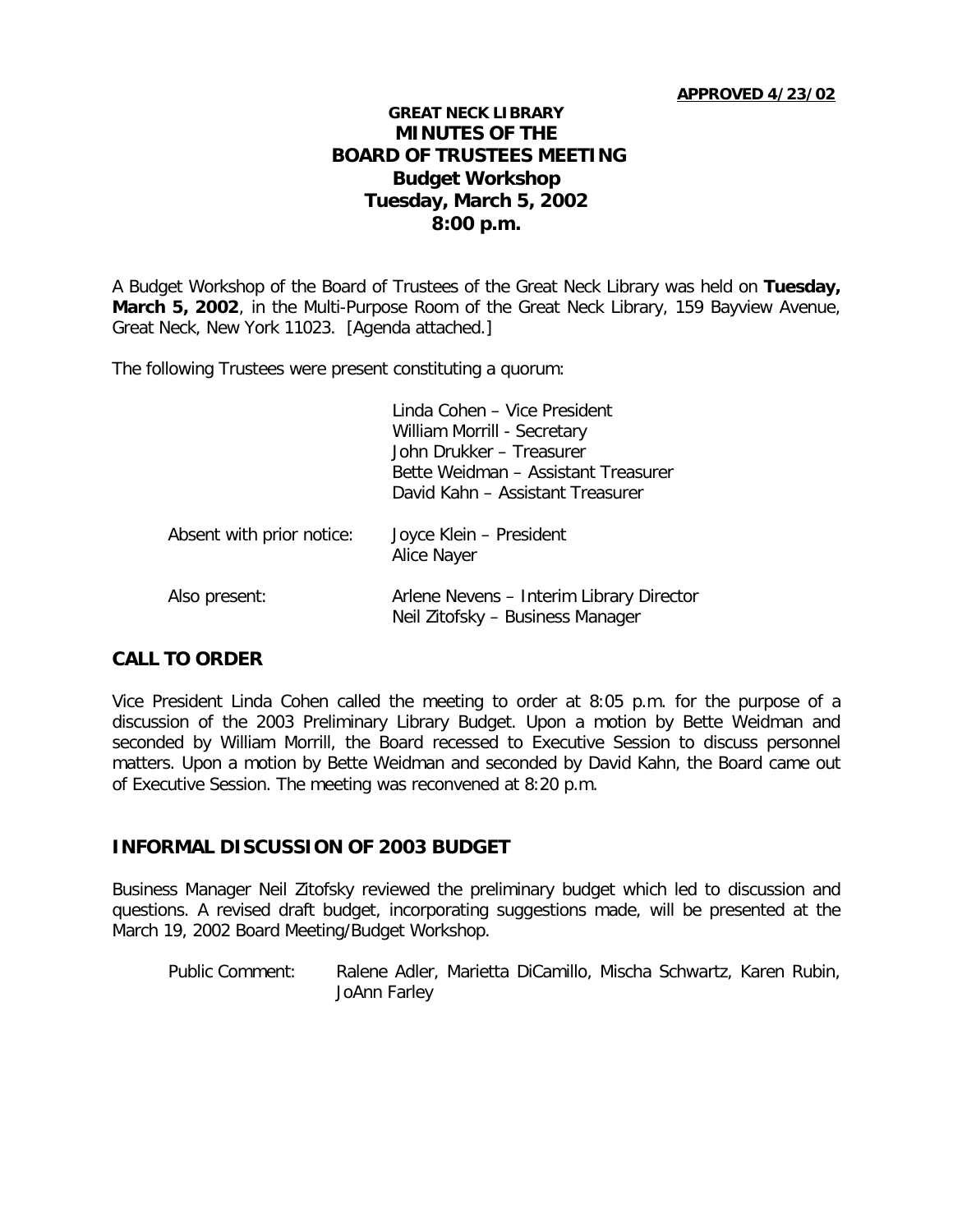**APPROVED 4/23/02**

# GREAT NECK LIBRARY
# MINUTES OF THE BOARD OF TRUSTEES MEETING
## Budget Workshop
## Tuesday, March 5, 2002
## 8:00 p.m.

A Budget Workshop of the Board of Trustees of the Great Neck Library was held on **Tuesday, March 5, 2002**, in the Multi-Purpose Room of the Great Neck Library, 159 Bayview Avenue, Great Neck, New York 11023. [Agenda attached.]

The following Trustees were present constituting a quorum:

Linda Cohen – Vice President
William Morrill - Secretary
John Drukker – Treasurer
Bette Weidman – Assistant Treasurer
David Kahn – Assistant Treasurer

Absent with prior notice: Joyce Klein – President
Alice Nayer

Also present: Arlene Nevens – Interim Library Director
Neil Zitofsky – Business Manager

## CALL TO ORDER

Vice President Linda Cohen called the meeting to order at 8:05 p.m. for the purpose of a discussion of the 2003 Preliminary Library Budget. Upon a motion by Bette Weidman and seconded by William Morrill, the Board recessed to Executive Session to discuss personnel matters. Upon a motion by Bette Weidman and seconded by David Kahn, the Board came out of Executive Session. The meeting was reconvened at 8:20 p.m.

## INFORMAL DISCUSSION OF 2003 BUDGET

Business Manager Neil Zitofsky reviewed the preliminary budget which led to discussion and questions. A revised draft budget, incorporating suggestions made, will be presented at the March 19, 2002 Board Meeting/Budget Workshop.

Public Comment: Ralene Adler, Marietta DiCamillo, Mischa Schwartz, Karen Rubin, JoAnn Farley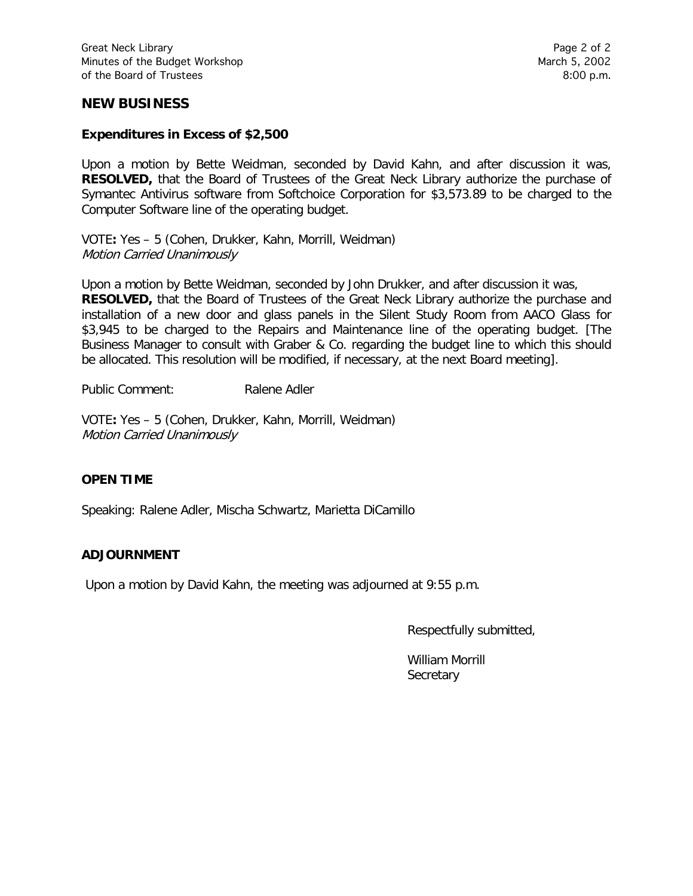## NEW BUSINESS

### Expenditures in Excess of $2,500

Upon a motion by Bette Weidman, seconded by David Kahn, and after discussion it was, **RESOLVED,** that the Board of Trustees of the Great Neck Library authorize the purchase of Symantec Antivirus software from Softchoice Corporation for $3,573.89 to be charged to the Computer Software line of the operating budget.

VOTE**:** Yes – 5 (Cohen, Drukker, Kahn, Morrill, Weidman)
*Motion Carried Unanimously*

Upon a motion by Bette Weidman, seconded by John Drukker, and after discussion it was,
**RESOLVED,** that the Board of Trustees of the Great Neck Library authorize the purchase and installation of a new door and glass panels in the Silent Study Room from AACO Glass for $3,945 to be charged to the Repairs and Maintenance line of the operating budget. [The Business Manager to consult with Graber & Co. regarding the budget line to which this should be allocated. This resolution will be modified, if necessary, at the next Board meeting].

Public Comment: Ralene Adler

VOTE**:** Yes – 5 (Cohen, Drukker, Kahn, Morrill, Weidman)
*Motion Carried Unanimously*

### OPEN TIME

Speaking: Ralene Adler, Mischa Schwartz, Marietta DiCamillo

### ADJOURNMENT

Upon a motion by David Kahn, the meeting was adjourned at 9:55 p.m.

Respectfully submitted,

William Morrill
Secretary